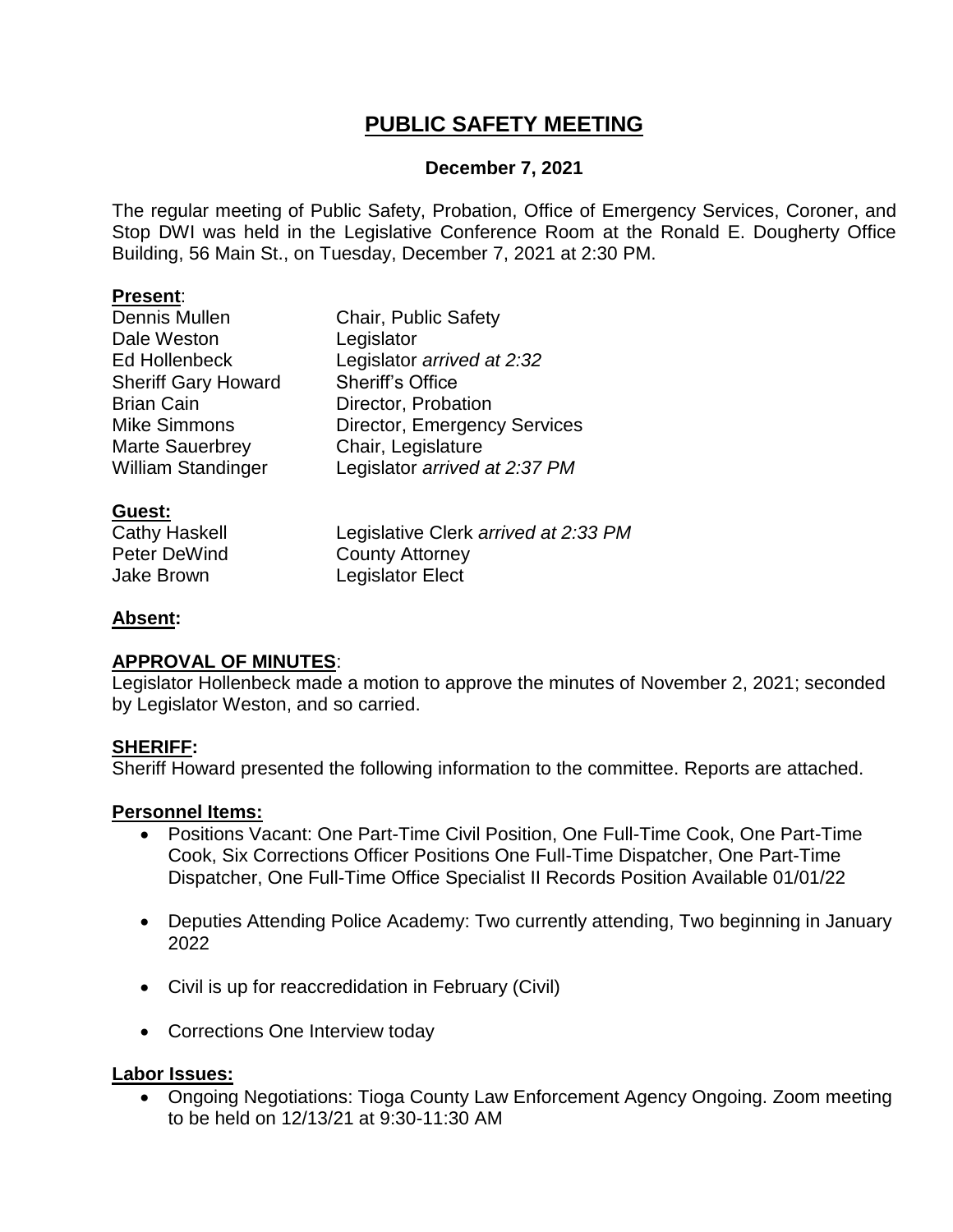# PUBLIC SAFETY MEETING

**December 7, 2021**

The regular meeting of Public Safety, Probation, Office of Emergency Services, Coroner, and Stop DWI was held in the Legislative Conference Room at the Ronald E. Dougherty Office Building, 56 Main St., on Tuesday, December 7, 2021 at 2:30 PM.

**Present**:

| | |
|---|---|
| Dennis Mullen | Chair, Public Safety |
| Dale Weston | Legislator |
| Ed Hollenbeck | Legislator *arrived at 2:32* |
| Sheriff Gary Howard | Sheriff's Office |
| Brian Cain | Director, Probation |
| Mike Simmons | Director, Emergency Services |
| Marte Sauerbrey | Chair, Legislature |
| William Standinger | Legislator *arrived at 2:37 PM* |

**Guest:**

| | |
|---|---|
| Cathy Haskell | Legislative Clerk *arrived at 2:33 PM* |
| Peter DeWind | County Attorney |
| Jake Brown | Legislator Elect |

**Absent:**

**APPROVAL OF MINUTES**:
Legislator Hollenbeck made a motion to approve the minutes of November 2, 2021; seconded by Legislator Weston, and so carried.

**SHERIFF:**
Sheriff Howard presented the following information to the committee. Reports are attached.

**Personnel Items:**

- Positions Vacant: One Part-Time Civil Position, One Full-Time Cook, One Part-Time Cook, Six Corrections Officer Positions One Full-Time Dispatcher, One Part-Time Dispatcher, One Full-Time Office Specialist II Records Position Available 01/01/22
- Deputies Attending Police Academy: Two currently attending, Two beginning in January 2022
- Civil is up for reaccredidation in February (Civil)
- Corrections One Interview today

**Labor Issues:**

- Ongoing Negotiations: Tioga County Law Enforcement Agency Ongoing. Zoom meeting to be held on 12/13/21 at 9:30-11:30 AM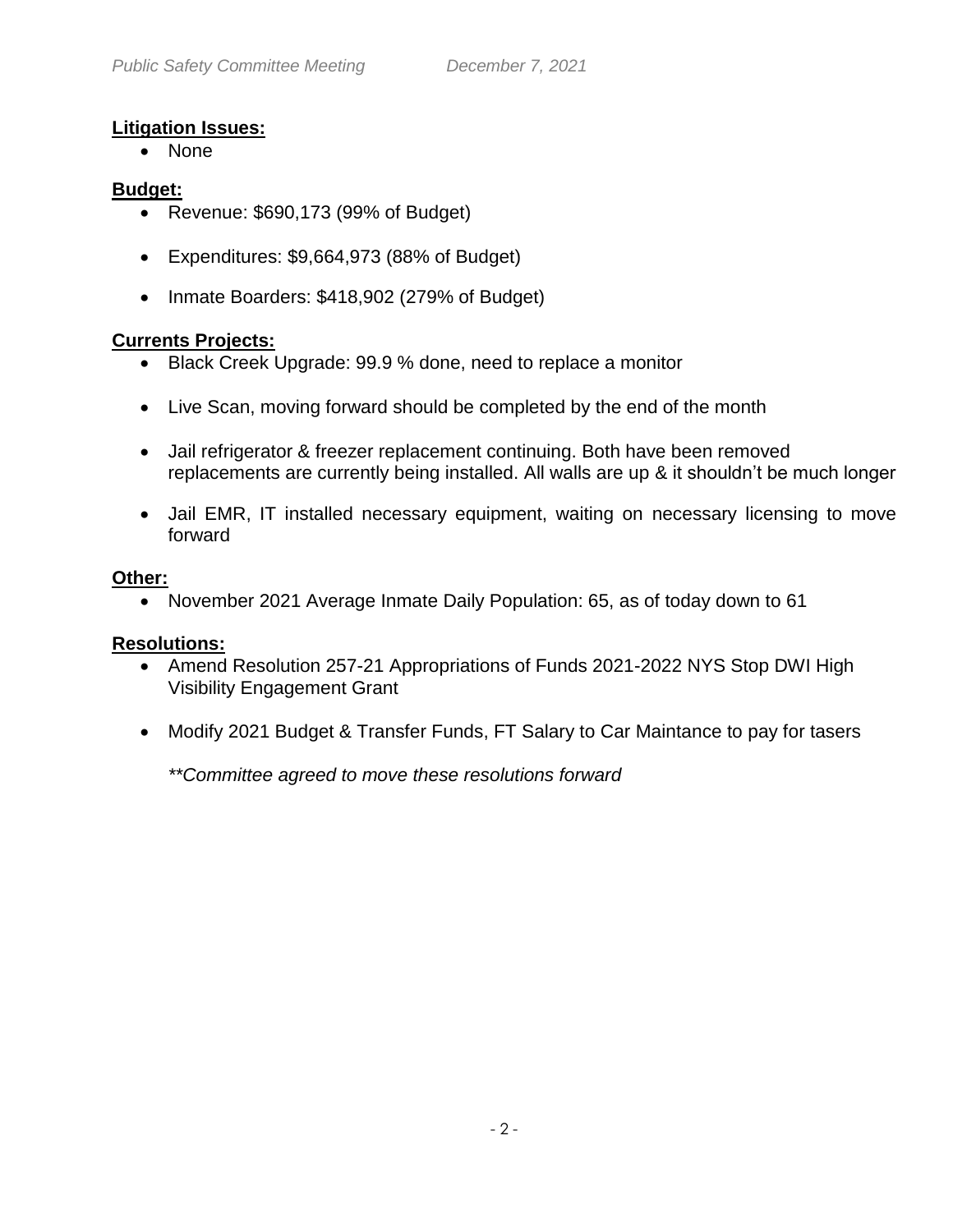**Litigation Issues:**

- None

**Budget:**

- Revenue: $690,173 (99% of Budget)
- Expenditures: $9,664,973 (88% of Budget)
- Inmate Boarders: $418,902 (279% of Budget)

**Currents Projects:**

- Black Creek Upgrade: 99.9 % done, need to replace a monitor
- Live Scan, moving forward should be completed by the end of the month
- Jail refrigerator & freezer replacement continuing. Both have been removed replacements are currently being installed. All walls are up & it shouldn't be much longer
- Jail EMR, IT installed necessary equipment, waiting on necessary licensing to move forward

**Other:**

- November 2021 Average Inmate Daily Population: 65, as of today down to 61

**Resolutions:**

- Amend Resolution 257-21 Appropriations of Funds 2021-2022 NYS Stop DWI High Visibility Engagement Grant
- Modify 2021 Budget & Transfer Funds, FT Salary to Car Maintance to pay for tasers

  *\*\*Committee agreed to move these resolutions forward*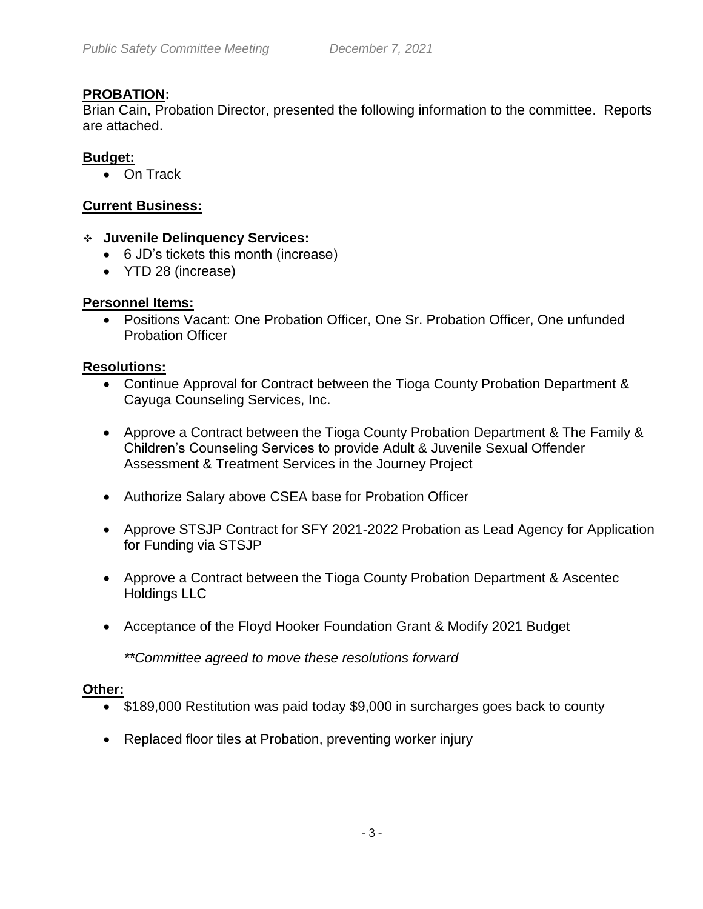## PROBATION:

Brian Cain, Probation Director, presented the following information to the committee. Reports are attached.

### Budget:

- On Track

### Current Business:

- **Juvenile Delinquency Services:**
  - 6 JD's tickets this month (increase)
  - YTD 28 (increase)

### Personnel Items:

- Positions Vacant: One Probation Officer, One Sr. Probation Officer, One unfunded Probation Officer

### Resolutions:

- Continue Approval for Contract between the Tioga County Probation Department & Cayuga Counseling Services, Inc.
- Approve a Contract between the Tioga County Probation Department & The Family & Children's Counseling Services to provide Adult & Juvenile Sexual Offender Assessment & Treatment Services in the Journey Project
- Authorize Salary above CSEA base for Probation Officer
- Approve STSJP Contract for SFY 2021-2022 Probation as Lead Agency for Application for Funding via STSJP
- Approve a Contract between the Tioga County Probation Department & Ascentec Holdings LLC
- Acceptance of the Floyd Hooker Foundation Grant & Modify 2021 Budget

  *\*\*Committee agreed to move these resolutions forward*

### Other:

- $189,000 Restitution was paid today $9,000 in surcharges goes back to county
- Replaced floor tiles at Probation, preventing worker injury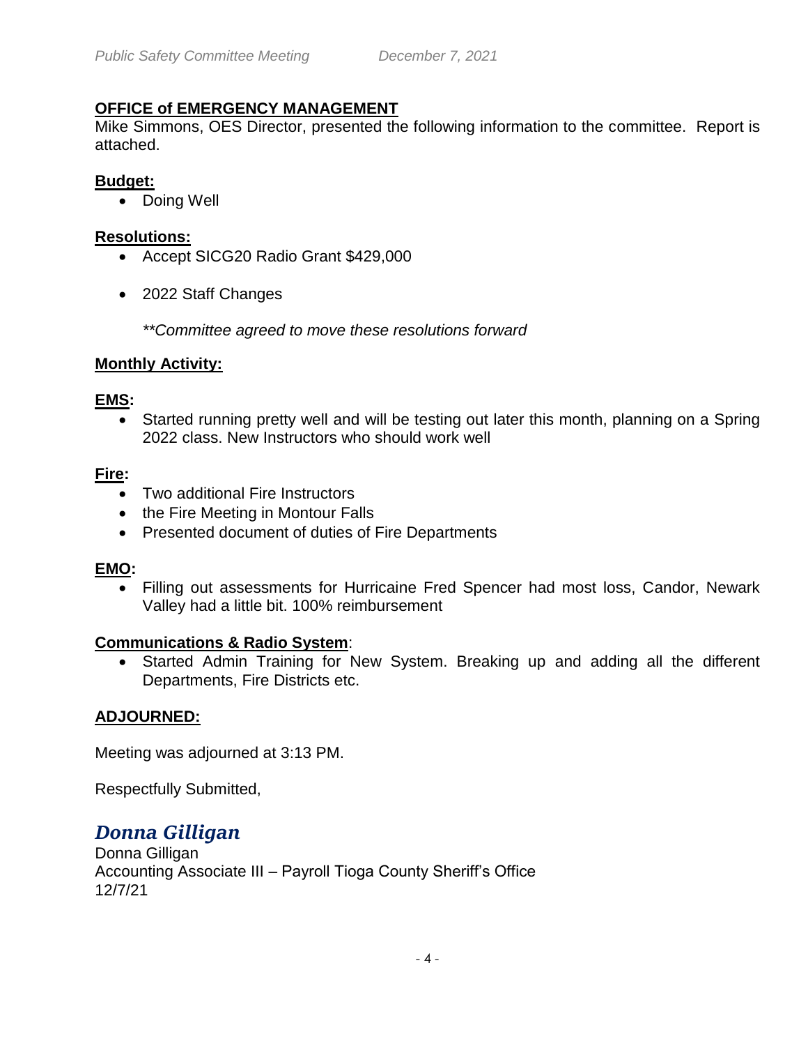## OFFICE of EMERGENCY MANAGEMENT

Mike Simmons, OES Director, presented the following information to the committee. Report is attached.

**Budget:**

- Doing Well

**Resolutions:**

- Accept SICG20 Radio Grant $429,000
- 2022 Staff Changes

*\*\*Committee agreed to move these resolutions forward*

**Monthly Activity:**

**EMS:**

- Started running pretty well and will be testing out later this month, planning on a Spring 2022 class. New Instructors who should work well

**Fire:**

- Two additional Fire Instructors
- the Fire Meeting in Montour Falls
- Presented document of duties of Fire Departments

**EMO:**

- Filling out assessments for Hurricaine Fred Spencer had most loss, Candor, Newark Valley had a little bit. 100% reimbursement

**Communications & Radio System:**

- Started Admin Training for New System. Breaking up and adding all the different Departments, Fire Districts etc.

**ADJOURNED:**

Meeting was adjourned at 3:13 PM.

Respectfully Submitted,

*Donna Gilligan*

Donna Gilligan
Accounting Associate III – Payroll Tioga County Sheriff's Office
12/7/21